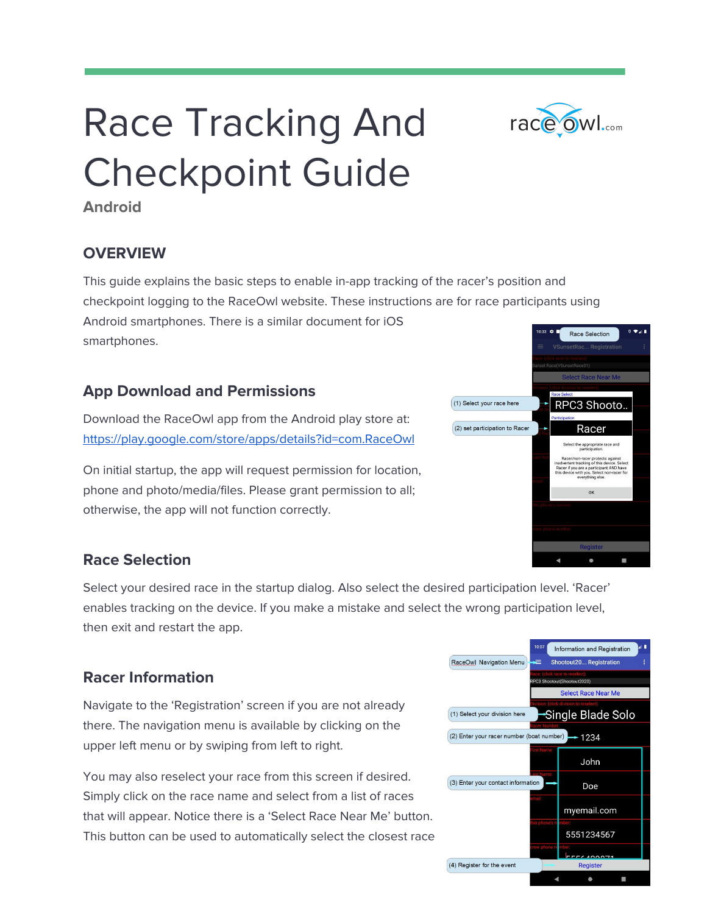# Race Tracking And Checkpoint Guide

**Android**

## OVERVIEW

This guide explains the basic steps to enable in-app tracking of the racer's position and checkpoint logging to the RaceOwl website. These instructions are for race participants using Android smartphones. There is a similar document for iOS smartphones.

### App Download and Permissions

Download the RaceOwl app from the Android play store at:
[https://play.google.com/store/apps/details?id=com.RaceOwl](https://play.google.com/store/apps/details?id=com.RaceOwl)

On initial startup, the app will request permission for location, phone and photo/media/files. Please grant permission to all; otherwise, the app will not function correctly.

### Race Selection

Select your desired race in the startup dialog. Also select the desired participation level. 'Racer' enables tracking on the device. If you make a mistake and select the wrong participation level, then exit and restart the app.

### Racer Information

Navigate to the 'Registration' screen if you are not already there. The navigation menu is available by clicking on the upper left menu or by swiping from left to right.

You may also reselect your race from this screen if desired. Simply click on the race name and select from a list of races that will appear. Notice there is a 'Select Race Near Me' button. This button can be used to automatically select the closest race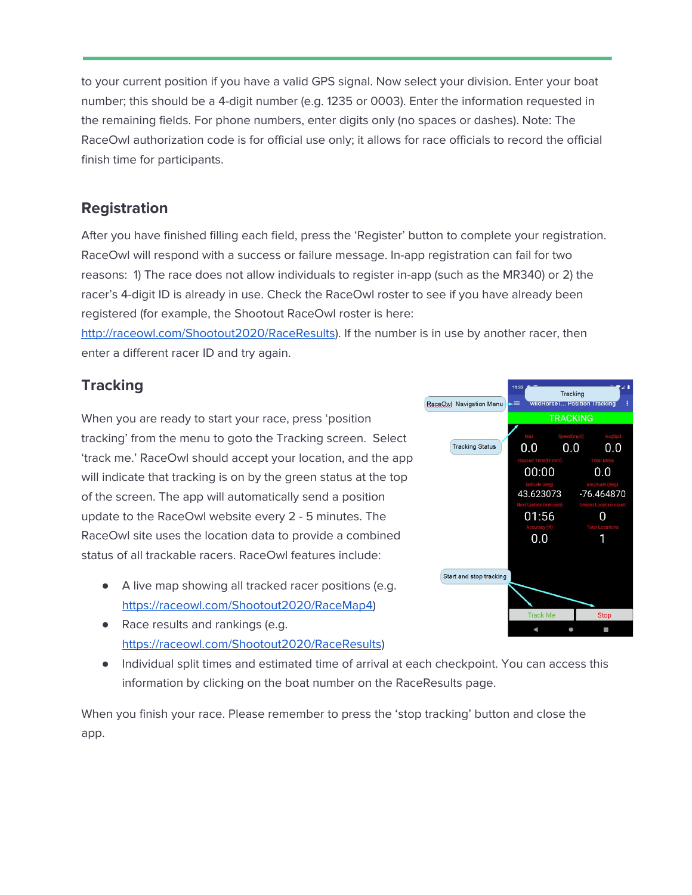to your current position if you have a valid GPS signal. Now select your division. Enter your boat number; this should be a 4-digit number (e.g. 1235 or 0003). Enter the information requested in the remaining fields. For phone numbers, enter digits only (no spaces or dashes). Note: The RaceOwl authorization code is for official use only; it allows for race officials to record the official finish time for participants.

## Registration

After you have finished filling each field, press the 'Register' button to complete your registration. RaceOwl will respond with a success or failure message. In-app registration can fail for two reasons: 1) The race does not allow individuals to register in-app (such as the MR340) or 2) the racer's 4-digit ID is already in use. Check the RaceOwl roster to see if you have already been registered (for example, the Shootout RaceOwl roster is here: http://raceowl.com/Shootout2020/RaceResults). If the number is in use by another racer, then enter a different racer ID and try again.

## Tracking

When you are ready to start your race, press 'position tracking' from the menu to goto the Tracking screen. Select 'track me.' RaceOwl should accept your location, and the app will indicate that tracking is on by the green status at the top of the screen. The app will automatically send a position update to the RaceOwl website every 2 - 5 minutes. The RaceOwl site uses the location data to provide a combined status of all trackable racers. RaceOwl features include:

- A live map showing all tracked racer positions (e.g. https://raceowl.com/Shootout2020/RaceMap4)
- Race results and rankings (e.g. https://raceowl.com/Shootout2020/RaceResults)
- Individual split times and estimated time of arrival at each checkpoint. You can access this information by clicking on the boat number on the RaceResults page.

When you finish your race. Please remember to press the 'stop tracking' button and close the app.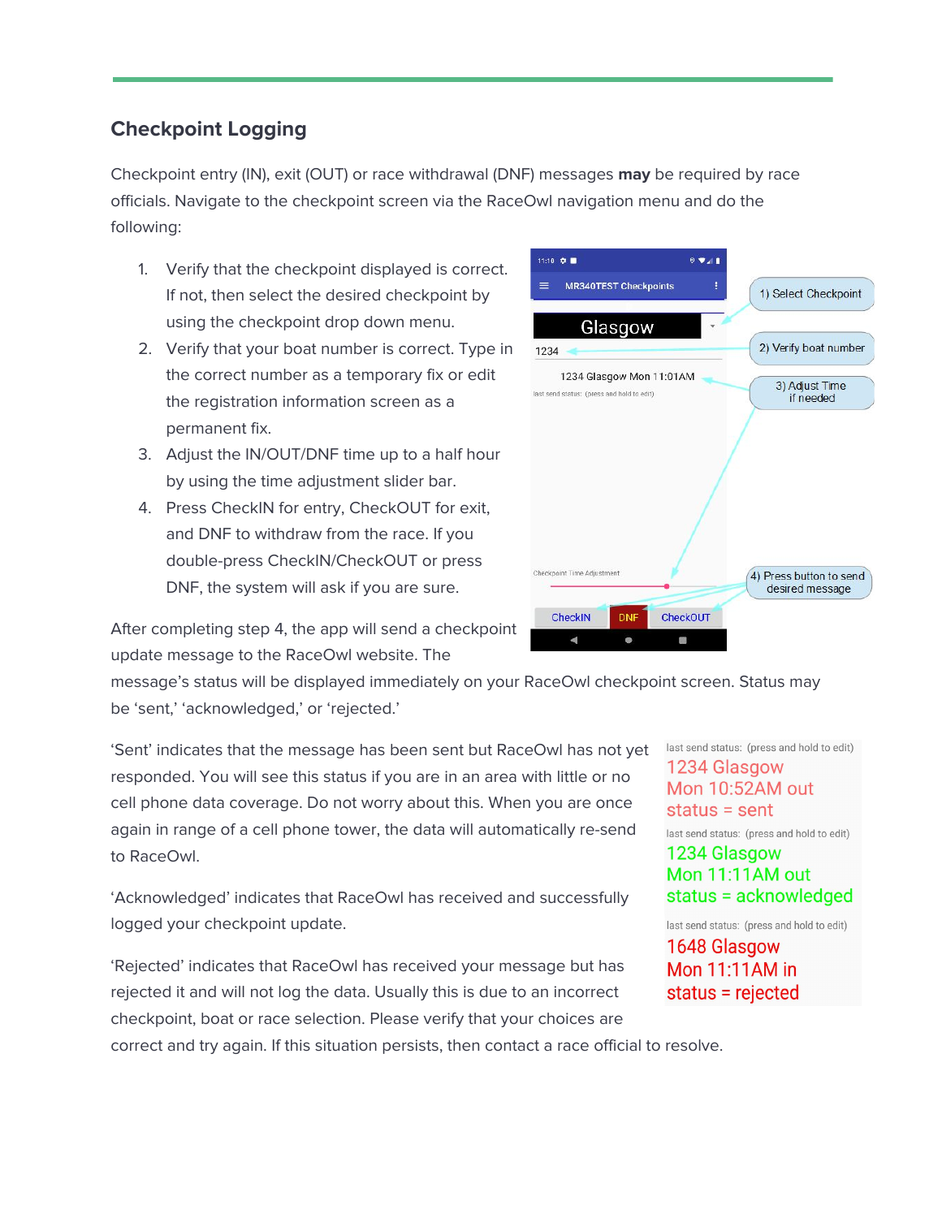## Checkpoint Logging

Checkpoint entry (IN), exit (OUT) or race withdrawal (DNF) messages **may** be required by race officials. Navigate to the checkpoint screen via the RaceOwl navigation menu and do the following:

1. Verify that the checkpoint displayed is correct. If not, then select the desired checkpoint by using the checkpoint drop down menu.
2. Verify that your boat number is correct. Type in the correct number as a temporary fix or edit the registration information screen as a permanent fix.
3. Adjust the IN/OUT/DNF time up to a half hour by using the time adjustment slider bar.
4. Press CheckIN for entry, CheckOUT for exit, and DNF to withdraw from the race. If you double-press CheckIN/CheckOUT or press DNF, the system will ask if you are sure.

After completing step 4, the app will send a checkpoint update message to the RaceOwl website. The message's status will be displayed immediately on your RaceOwl checkpoint screen. Status may be 'sent,' 'acknowledged,' or 'rejected.'

'Sent' indicates that the message has been sent but RaceOwl has not yet responded. You will see this status if you are in an area with little or no cell phone data coverage. Do not worry about this. When you are once again in range of a cell phone tower, the data will automatically re-send to RaceOwl.

'Acknowledged' indicates that RaceOwl has received and successfully logged your checkpoint update.

'Rejected' indicates that RaceOwl has received your message but has rejected it and will not log the data. Usually this is due to an incorrect checkpoint, boat or race selection. Please verify that your choices are correct and try again. If this situation persists, then contact a race official to resolve.